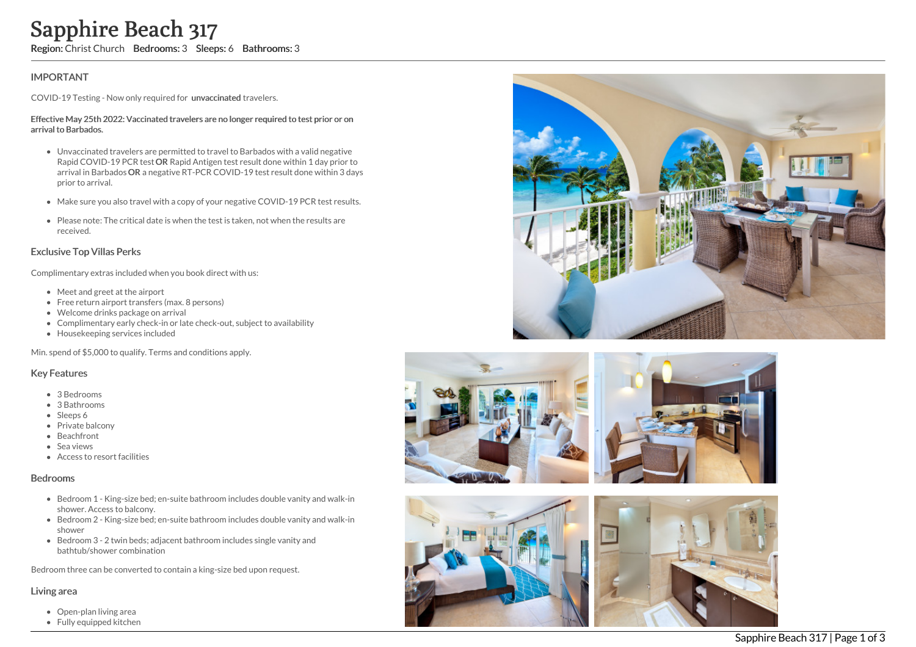# Sapphire Beach 317

**Region:** Christ Church **Bedrooms:** 3 **Sleeps:** 6 **Bathrooms:** 3

## IMPORTANT

COVID-19 Testing - Now only required for **unvaccinated** travelers.

**Effective May 25th 2022: Vaccinated travelers are no longer required to test prior or on arrival to Barbados.**

- Unvaccinated travelers are permitted to travel to Barbados with a valid negative Rapid COVID-19 PCR test **OR** Rapid Antigen test result done within 1 day prior to arrival in Barbados **OR** a negative RT-PCR COVID-19 test result done within 3 days prior to arrival.
- Make sure you also travel with a copy of your negative COVID-19 PCR test results.
- Please note: The critical date is when the test is taken, not when the results are received.

## Exclusive Top Villas Perks

Complimentary extras included when you book direct with us:

- Meet and greet at the airport
- Free return airport transfers (max. 8 persons)
- Welcome drinks package on arrival
- Complimentary early check-in or late check-out, subject to availability
- Housekeeping services included

Min. spend of $5,000 to qualify. Terms and conditions apply.

## Key Features

- 3 Bedrooms
- 3 Bathrooms
- Sleeps 6
- Private balcony
- Beachfront
- Sea views
- Access to resort facilities

## Bedrooms

- Bedroom 1 - King-size bed; en-suite bathroom includes double vanity and walk-in shower. Access to balcony.
- Bedroom 2 - King-size bed; en-suite bathroom includes double vanity and walk-in shower
- Bedroom 3 - 2 twin beds; adjacent bathroom includes single vanity and bathtub/shower combination

Bedroom three can be converted to contain a king-size bed upon request.

## Living area

- Open-plan living area
- Fully equipped kitchen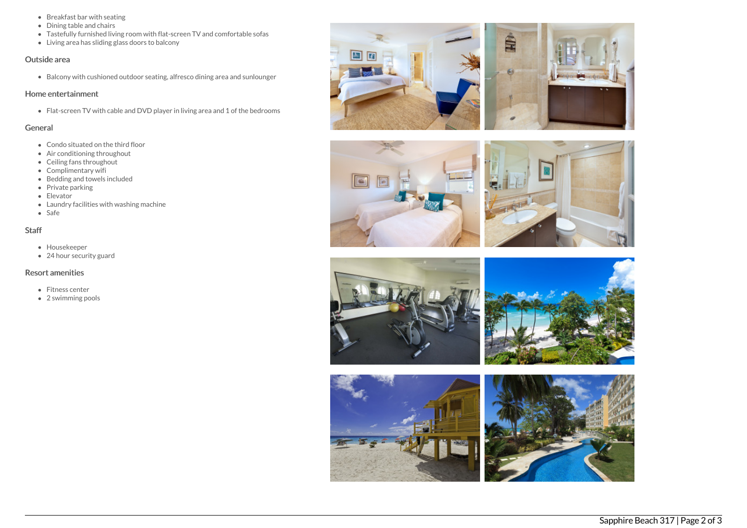- Breakfast bar with seating
- Dining table and chairs
- Tastefully furnished living room with flat-screen TV and comfortable sofas
- Living area has sliding glass doors to balcony

## Outside area

- Balcony with cushioned outdoor seating, alfresco dining area and sunlounger

## Home entertainment

- Flat-screen TV with cable and DVD player in living area and 1 of the bedrooms

## General

- Condo situated on the third floor
- Air conditioning throughout
- Ceiling fans throughout
- Complimentary wifi
- Bedding and towels included
- Private parking
- Elevator
- Laundry facilities with washing machine
- Safe

## Staff

- Housekeeper
- 24 hour security guard

## Resort amenities

- Fitness center
- 2 swimming pools